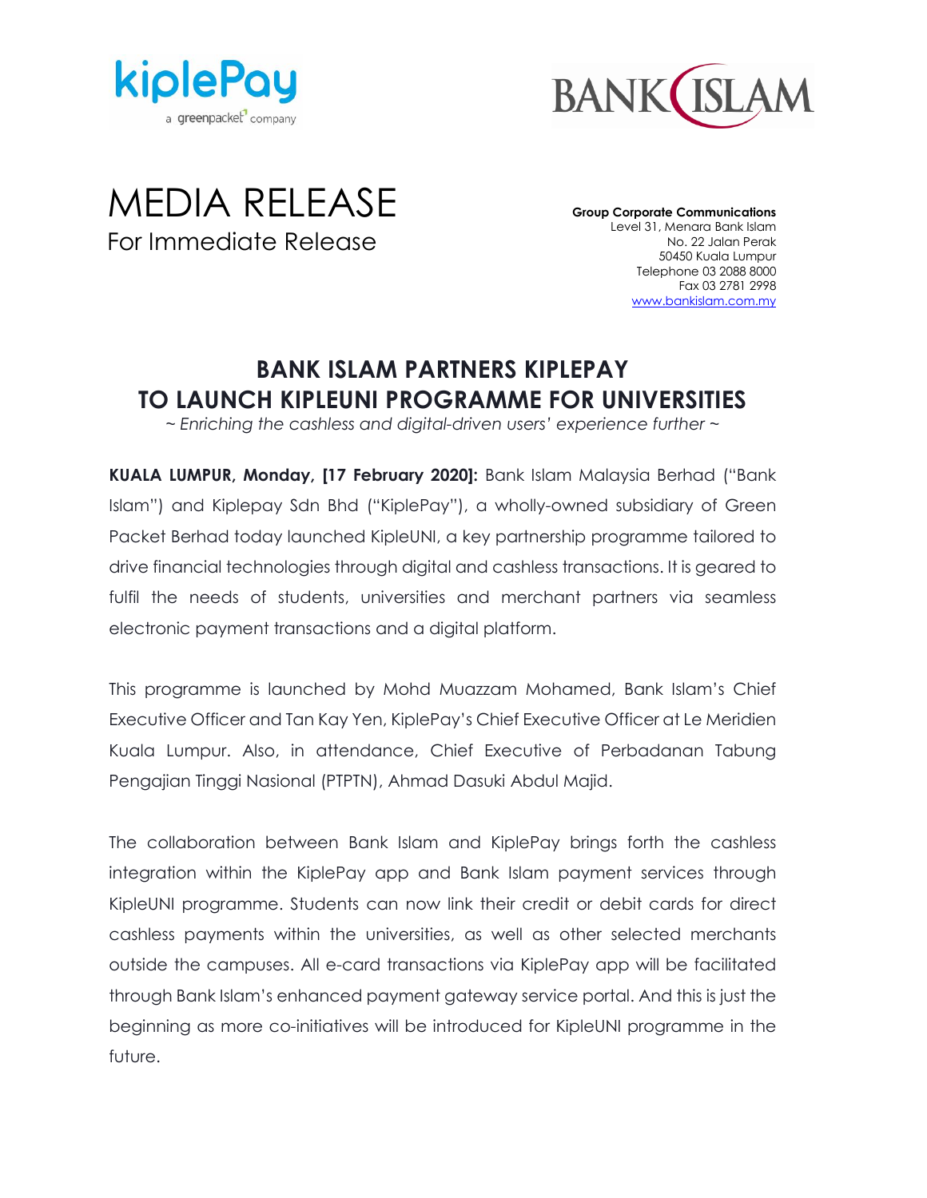# MEDIA RELEASE

For Immediate Release

**Group Corporate Communications**
Level 31, Menara Bank Islam
No. 22 Jalan Perak
50450 Kuala Lumpur
Telephone 03 2088 8000
Fax 03 2781 2998
www.bankislam.com.my

## BANK ISLAM PARTNERS KIPLEPAY TO LAUNCH KIPLEUNI PROGRAMME FOR UNIVERSITIES

*~ Enriching the cashless and digital-driven users' experience further ~*

**KUALA LUMPUR, Monday, [17 February 2020]:** Bank Islam Malaysia Berhad ("Bank Islam") and Kiplepay Sdn Bhd ("KiplePay"), a wholly-owned subsidiary of Green Packet Berhad today launched KipleUNI, a key partnership programme tailored to drive financial technologies through digital and cashless transactions. It is geared to fulfil the needs of students, universities and merchant partners via seamless electronic payment transactions and a digital platform.

This programme is launched by Mohd Muazzam Mohamed, Bank Islam's Chief Executive Officer and Tan Kay Yen, KiplePay's Chief Executive Officer at Le Meridien Kuala Lumpur. Also, in attendance, Chief Executive of Perbadanan Tabung Pengajian Tinggi Nasional (PTPTN), Ahmad Dasuki Abdul Majid.

The collaboration between Bank Islam and KiplePay brings forth the cashless integration within the KiplePay app and Bank Islam payment services through KipleUNI programme. Students can now link their credit or debit cards for direct cashless payments within the universities, as well as other selected merchants outside the campuses. All e-card transactions via KiplePay app will be facilitated through Bank Islam's enhanced payment gateway service portal. And this is just the beginning as more co-initiatives will be introduced for KipleUNI programme in the future.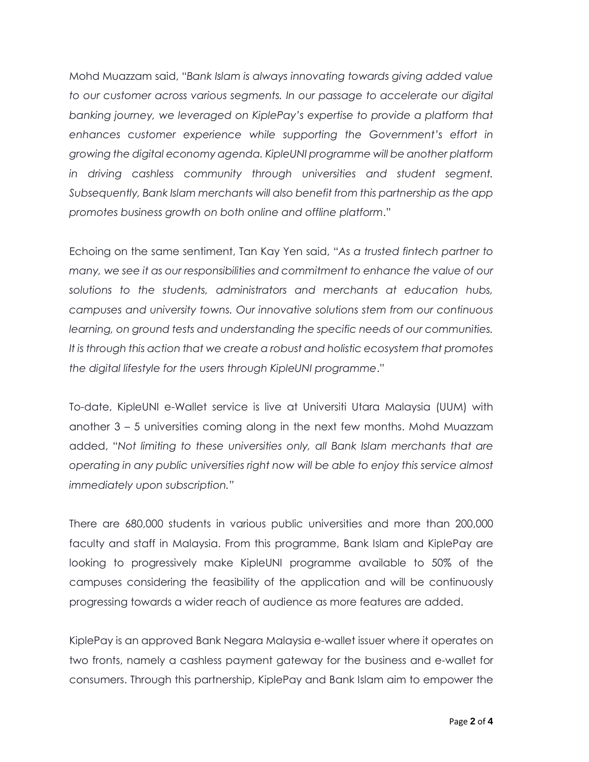Mohd Muazzam said, "*Bank Islam is always innovating towards giving added value to our customer across various segments. In our passage to accelerate our digital banking journey, we leveraged on KiplePay's expertise to provide a platform that enhances customer experience while supporting the Government's effort in growing the digital economy agenda. KipleUNI programme will be another platform in driving cashless community through universities and student segment. Subsequently, Bank Islam merchants will also benefit from this partnership as the app promotes business growth on both online and offline platform*."

Echoing on the same sentiment, Tan Kay Yen said, "*As a trusted fintech partner to many, we see it as our responsibilities and commitment to enhance the value of our solutions to the students, administrators and merchants at education hubs, campuses and university towns. Our innovative solutions stem from our continuous learning, on ground tests and understanding the specific needs of our communities. It is through this action that we create a robust and holistic ecosystem that promotes the digital lifestyle for the users through KipleUNI programme*."

To-date, KipleUNI e-Wallet service is live at Universiti Utara Malaysia (UUM) with another 3 – 5 universities coming along in the next few months. Mohd Muazzam added, "*Not limiting to these universities only, all Bank Islam merchants that are operating in any public universities right now will be able to enjoy this service almost immediately upon subscription.*"

There are 680,000 students in various public universities and more than 200,000 faculty and staff in Malaysia. From this programme, Bank Islam and KiplePay are looking to progressively make KipleUNI programme available to 50% of the campuses considering the feasibility of the application and will be continuously progressing towards a wider reach of audience as more features are added.

KiplePay is an approved Bank Negara Malaysia e-wallet issuer where it operates on two fronts, namely a cashless payment gateway for the business and e-wallet for consumers. Through this partnership, KiplePay and Bank Islam aim to empower the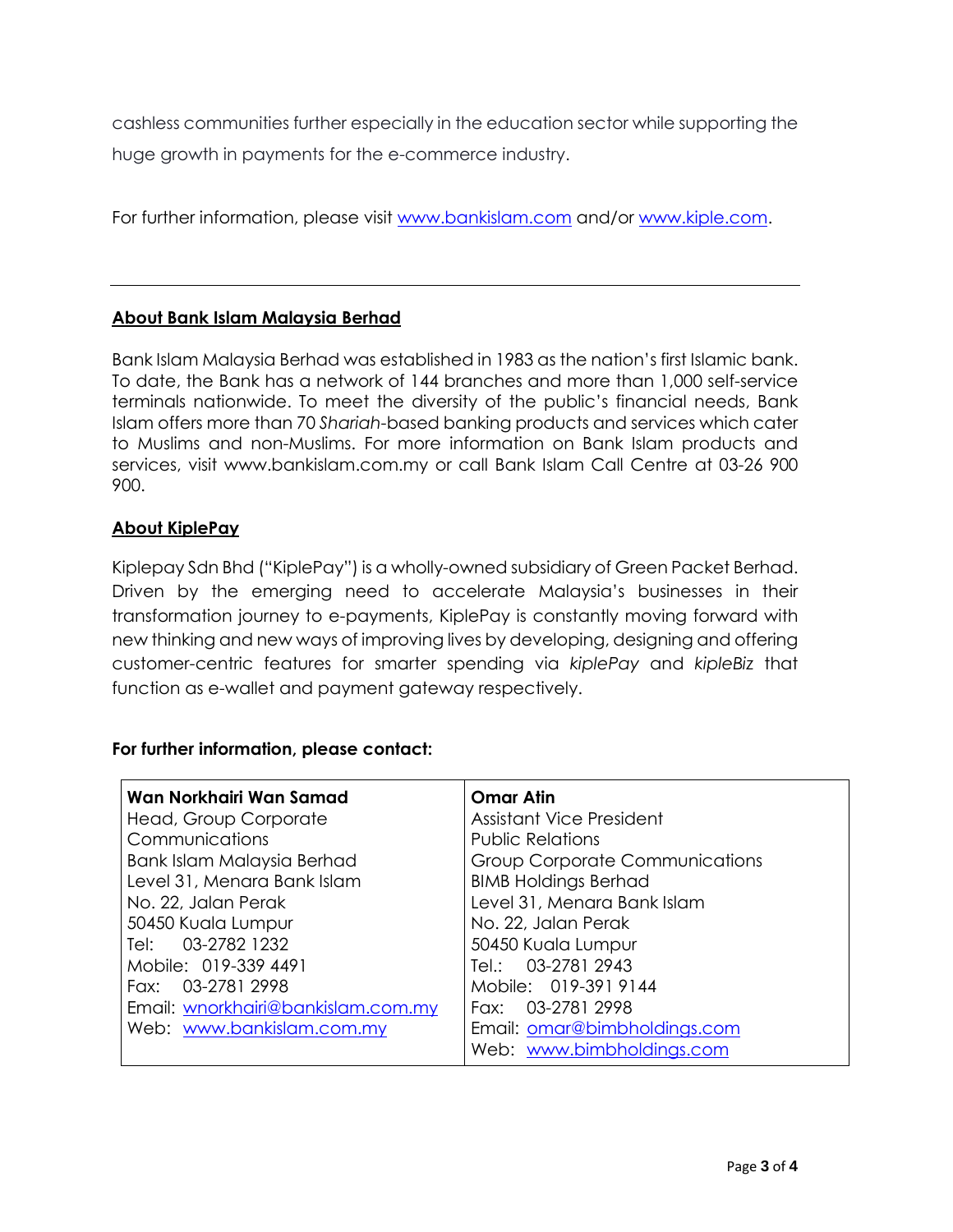cashless communities further especially in the education sector while supporting the huge growth in payments for the e-commerce industry.

For further information, please visit www.bankislam.com and/or www.kiple.com.

---

## About Bank Islam Malaysia Berhad

Bank Islam Malaysia Berhad was established in 1983 as the nation's first Islamic bank. To date, the Bank has a network of 144 branches and more than 1,000 self-service terminals nationwide. To meet the diversity of the public's financial needs, Bank Islam offers more than 70 *Shariah*-based banking products and services which cater to Muslims and non-Muslims. For more information on Bank Islam products and services, visit www.bankislam.com.my or call Bank Islam Call Centre at 03-26 900 900.

## About KiplePay

Kiplepay Sdn Bhd ("KiplePay") is a wholly-owned subsidiary of Green Packet Berhad. Driven by the emerging need to accelerate Malaysia's businesses in their transformation journey to e-payments, KiplePay is constantly moving forward with new thinking and new ways of improving lives by developing, designing and offering customer-centric features for smarter spending via *kiplePay* and *kipleBiz* that function as e-wallet and payment gateway respectively.

**For further information, please contact:**

| **Wan Norkhairi Wan Samad** | **Omar Atin** |
|---|---|
| Head, Group Corporate Communications | Assistant Vice President |
| Bank Islam Malaysia Berhad | Public Relations |
| Level 31, Menara Bank Islam | Group Corporate Communications |
| No. 22, Jalan Perak | BIMB Holdings Berhad |
| 50450 Kuala Lumpur | Level 31, Menara Bank Islam |
| Tel: 03-2782 1232 | No. 22, Jalan Perak |
| Mobile: 019-339 4491 | 50450 Kuala Lumpur |
| Fax: 03-2781 2998 | Tel.: 03-2781 2943 |
| Email: wnorkhairi@bankislam.com.my | Mobile: 019-391 9144 |
| Web: www.bankislam.com.my | Fax: 03-2781 2998 |
| | Email: omar@bimbholdings.com |
| | Web: www.bimbholdings.com |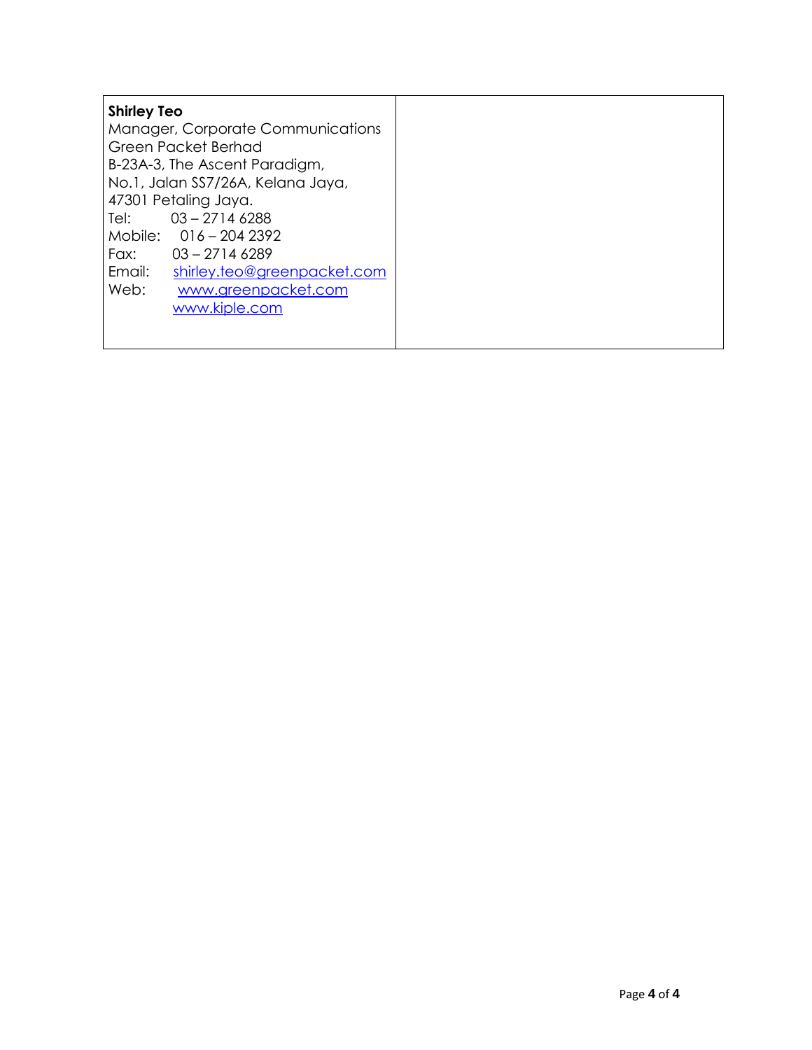| | |
|---|---|
| **Shirley Teo**<br>Manager, Corporate Communications<br>Green Packet Berhad<br>B-23A-3, The Ascent Paradigm,<br>No.1, Jalan SS7/26A, Kelana Jaya,<br>47301 Petaling Jaya.<br>Tel: 03 – 2714 6288<br>Mobile: 016 – 204 2392<br>Fax: 03 – 2714 6289<br>Email: shirley.teo@greenpacket.com<br>Web: www.greenpacket.com<br>www.kiple.com | |